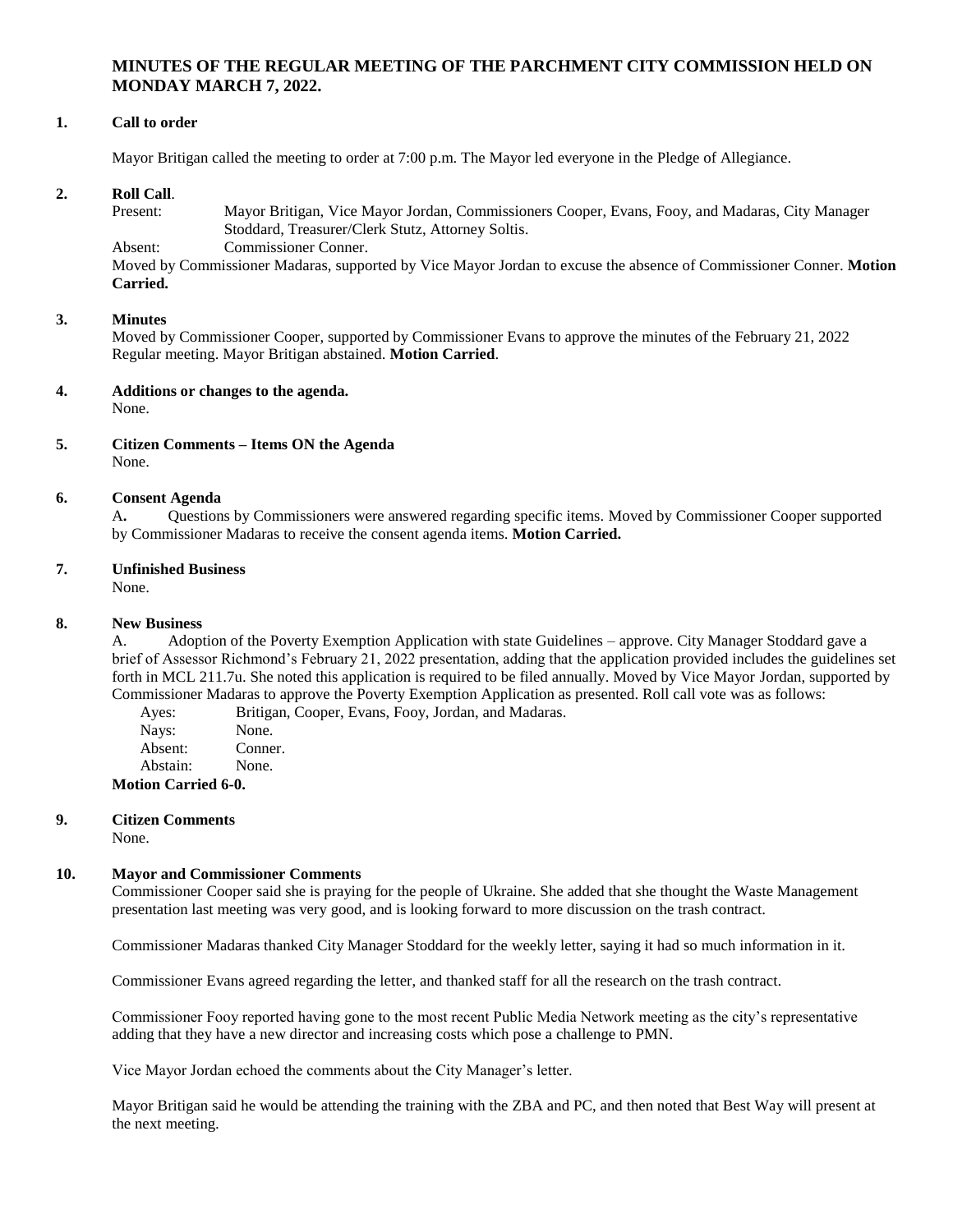# MINUTES OF THE REGULAR MEETING OF THE PARCHMENT CITY COMMISSION HELD ON MONDAY MARCH 7, 2022.

**1. Call to order**

Mayor Britigan called the meeting to order at 7:00 p.m. The Mayor led everyone in the Pledge of Allegiance.

**2. Roll Call**.

Present: Mayor Britigan, Vice Mayor Jordan, Commissioners Cooper, Evans, Fooy, and Madaras, City Manager Stoddard, Treasurer/Clerk Stutz, Attorney Soltis.

Absent: Commissioner Conner.

Moved by Commissioner Madaras, supported by Vice Mayor Jordan to excuse the absence of Commissioner Conner. **Motion Carried.**

**3. Minutes**

Moved by Commissioner Cooper, supported by Commissioner Evans to approve the minutes of the February 21, 2022 Regular meeting. Mayor Britigan abstained. **Motion Carried**.

**4. Additions or changes to the agenda.**

None.

**5. Citizen Comments – Items ON the Agenda**

None.

**6. Consent Agenda**

A**.** Questions by Commissioners were answered regarding specific items. Moved by Commissioner Cooper supported by Commissioner Madaras to receive the consent agenda items. **Motion Carried.**

**7. Unfinished Business**

None.

**8. New Business**

A. Adoption of the Poverty Exemption Application with state Guidelines – approve. City Manager Stoddard gave a brief of Assessor Richmond's February 21, 2022 presentation, adding that the application provided includes the guidelines set forth in MCL 211.7u. She noted this application is required to be filed annually. Moved by Vice Mayor Jordan, supported by Commissioner Madaras to approve the Poverty Exemption Application as presented. Roll call vote was as follows:

Ayes: Britigan, Cooper, Evans, Fooy, Jordan, and Madaras.
Nays: None.
Absent: Conner.
Abstain: None.

**Motion Carried 6-0.**

**9. Citizen Comments**

None.

**10. Mayor and Commissioner Comments**

Commissioner Cooper said she is praying for the people of Ukraine. She added that she thought the Waste Management presentation last meeting was very good, and is looking forward to more discussion on the trash contract.

Commissioner Madaras thanked City Manager Stoddard for the weekly letter, saying it had so much information in it.

Commissioner Evans agreed regarding the letter, and thanked staff for all the research on the trash contract.

Commissioner Fooy reported having gone to the most recent Public Media Network meeting as the city's representative adding that they have a new director and increasing costs which pose a challenge to PMN.

Vice Mayor Jordan echoed the comments about the City Manager's letter.

Mayor Britigan said he would be attending the training with the ZBA and PC, and then noted that Best Way will present at the next meeting.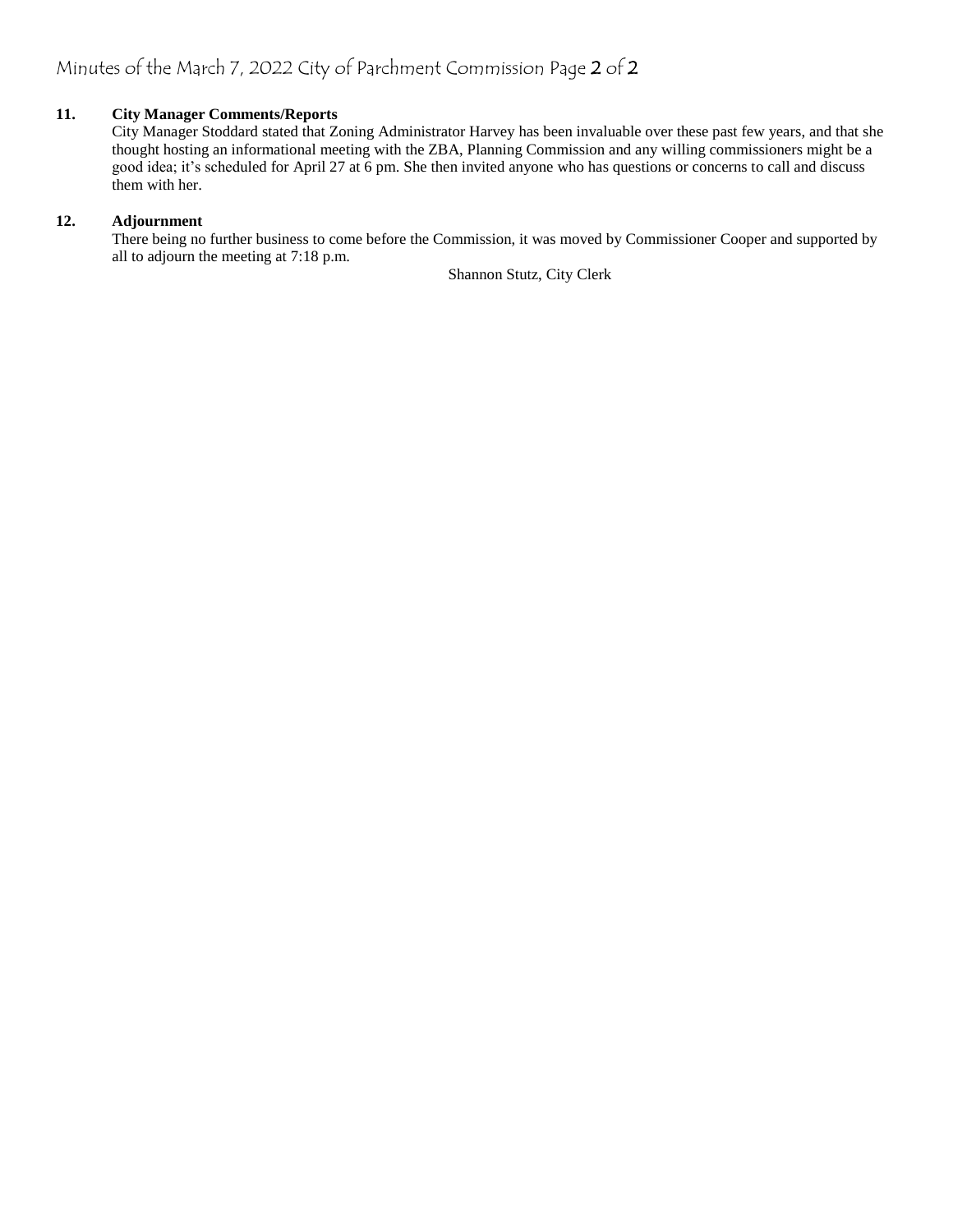**11. City Manager Comments/Reports**

City Manager Stoddard stated that Zoning Administrator Harvey has been invaluable over these past few years, and that she thought hosting an informational meeting with the ZBA, Planning Commission and any willing commissioners might be a good idea; it's scheduled for April 27 at 6 pm. She then invited anyone who has questions or concerns to call and discuss them with her.

**12. Adjournment**

There being no further business to come before the Commission, it was moved by Commissioner Cooper and supported by all to adjourn the meeting at 7:18 p.m.

Shannon Stutz, City Clerk